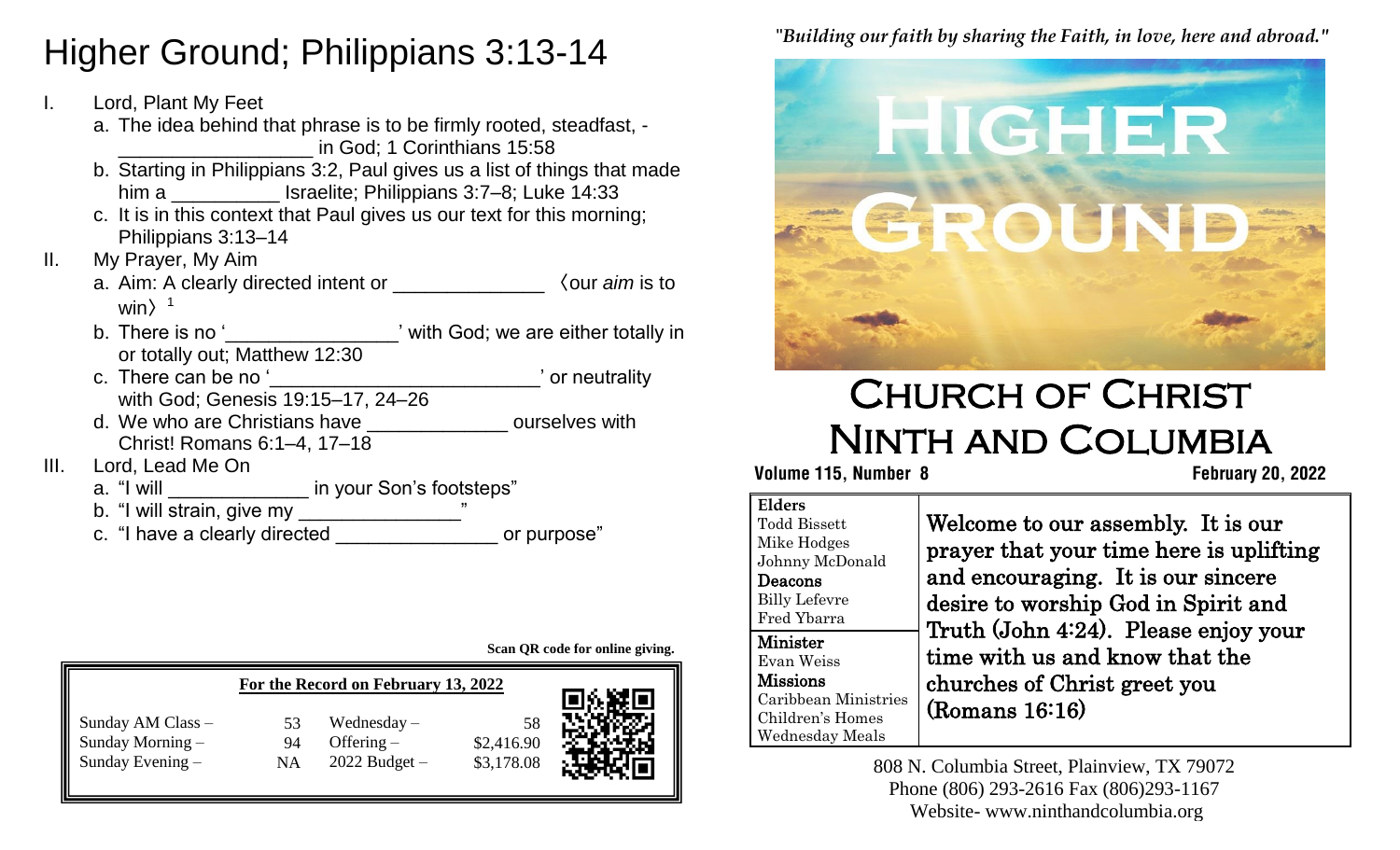# Higher Ground; Philippians 3:13-14

I. Lord, Plant My Feet
   a. The idea behind that phrase is to be firmly rooted, steadfast, - __________________ in God; 1 Corinthians 15:58
   b. Starting in Philippians 3:2, Paul gives us a list of things that made him a __________ Israelite; Philippians 3:7–8; Luke 14:33
   c. It is in this context that Paul gives us our text for this morning; Philippians 3:13–14

II. My Prayer, My Aim
   a. Aim: A clearly directed intent or ______________ 〈our *aim* is to win〉[1]
   b. There is no '________________' with God; we are either totally in or totally out; Matthew 12:30
   c. There can be no '_________________________' or neutrality with God; Genesis 19:15–17, 24–26
   d. We who are Christians have _____________ ourselves with Christ! Romans 6:1–4, 17–18

III. Lord, Lead Me On
   a. "I will _____________ in your Son's footsteps"
   b. "I will strain, give my _______________"
   c. "I have a clearly directed _______________ or purpose"

**Scan QR code for online giving.**

| **For the Record on February 13, 2022** | | | |
|---|---|---|---|
| Sunday AM Class – | 53 | Wednesday – | 58 |
| Sunday Morning – | 94 | Offering – | $2,416.90 |
| Sunday Evening – | NA | 2022 Budget – | $3,178.08 |

*"Building our faith by sharing the Faith, in love, here and abroad."*

# Higher Ground

# Church of Christ Ninth and Columbia

**Volume 115, Number 8** **February 20, 2022**

| | |
|---|---|
| **Elders**<br>Todd Bissett<br>Mike Hodges<br>Johnny McDonald<br>**Deacons**<br>Billy Lefevre<br>Fred Ybarra<br>**Minister**<br>Evan Weiss<br>**Missions**<br>Caribbean Ministries<br>Children's Homes<br>Wednesday Meals | Welcome to our assembly. It is our prayer that your time here is uplifting and encouraging. It is our sincere desire to worship God in Spirit and Truth (John 4:24). Please enjoy your time with us and know that the churches of Christ greet you (Romans 16:16) |

808 N. Columbia Street, Plainview, TX 79072
Phone (806) 293-2616 Fax (806)293-1167
Website- www.ninthandcolumbia.org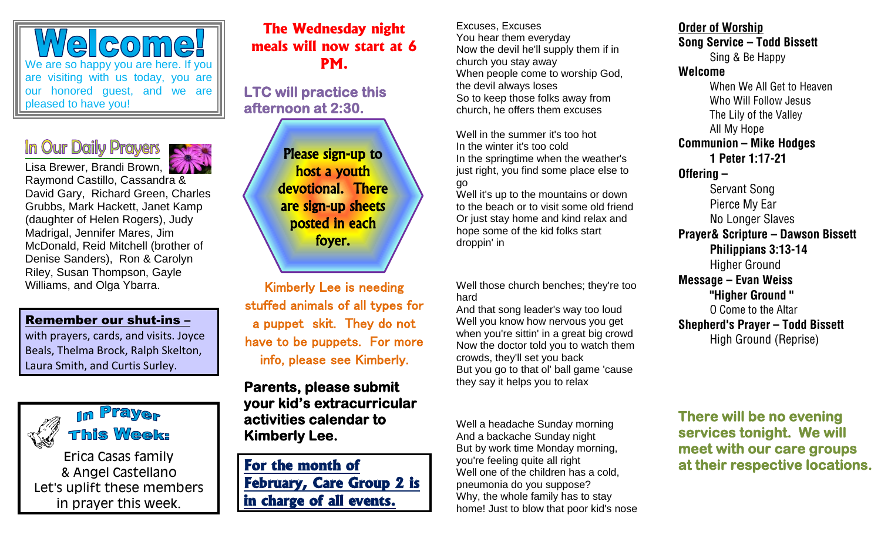# Welcome!

We are so happy you are here. If you are visiting with us today, you are our honored guest, and we are pleased to have you!

## In Our Daily Prayers

Lisa Brewer, Brandi Brown, Raymond Castillo, Cassandra & David Gary, Richard Green, Charles Grubbs, Mark Hackett, Janet Kamp (daughter of Helen Rogers), Judy Madrigal, Jennifer Mares, Jim McDonald, Reid Mitchell (brother of Denise Sanders), Ron & Carolyn Riley, Susan Thompson, Gayle Williams, and Olga Ybarra.

**Remember our shut-ins –** with prayers, cards, and visits. Joyce Beals, Thelma Brock, Ralph Skelton, Laura Smith, and Curtis Surley.

## In Prayer This Week:

Erica Casas family & Angel Castellano

Let's uplift these members in prayer this week.

**The Wednesday night meals will now start at 6 PM.**

**LTC will practice this afternoon at 2:30.**

**Please sign-up to host a youth devotional. There are sign-up sheets posted in each foyer.**

Kimberly Lee is needing stuffed animals of all types for a puppet skit. They do not have to be puppets. For more info, please see Kimberly.

**Parents, please submit your kid's extracurricular activities calendar to Kimberly Lee.**

**For the month of February, Care Group 2 is in charge of all events.**

Excuses, Excuses
You hear them everyday
Now the devil he'll supply them if in church you stay away
When people come to worship God, the devil always loses
So to keep those folks away from church, he offers them excuses

Well in the summer it's too hot
In the winter it's too cold
In the springtime when the weather's just right, you find some place else to go
Well it's up to the mountains or down to the beach or to visit some old friend
Or just stay home and kind relax and hope some of the kid folks start droppin' in

Well those church benches; they're too hard
And that song leader's way too loud
Well you know how nervous you get when you're sittin' in a great big crowd
Now the doctor told you to watch them crowds, they'll set you back
But you go to that ol' ball game 'cause they say it helps you to relax

Well a headache Sunday morning
And a backache Sunday night
But by work time Monday morning, you're feeling quite all right
Well one of the children has a cold, pneumonia do you suppose?
Why, the whole family has to stay home! Just to blow that poor kid's nose

## Order of Worship

**Song Service – Todd Bissett**
Sing & Be Happy

**Welcome**
When We All Get to Heaven
Who Will Follow Jesus
The Lily of the Valley
All My Hope

**Communion – Mike Hodges**
**1 Peter 1:17-21**

**Offering –**
Servant Song
Pierce My Ear
No Longer Slaves

**Prayer& Scripture – Dawson Bissett**
**Philippians 3:13-14**
Higher Ground

**Message – Evan Weiss**
**"Higher Ground "**
O Come to the Altar

**Shepherd's Prayer – Todd Bissett**
High Ground (Reprise)

**There will be no evening services tonight. We will meet with our care groups at their respective locations.**